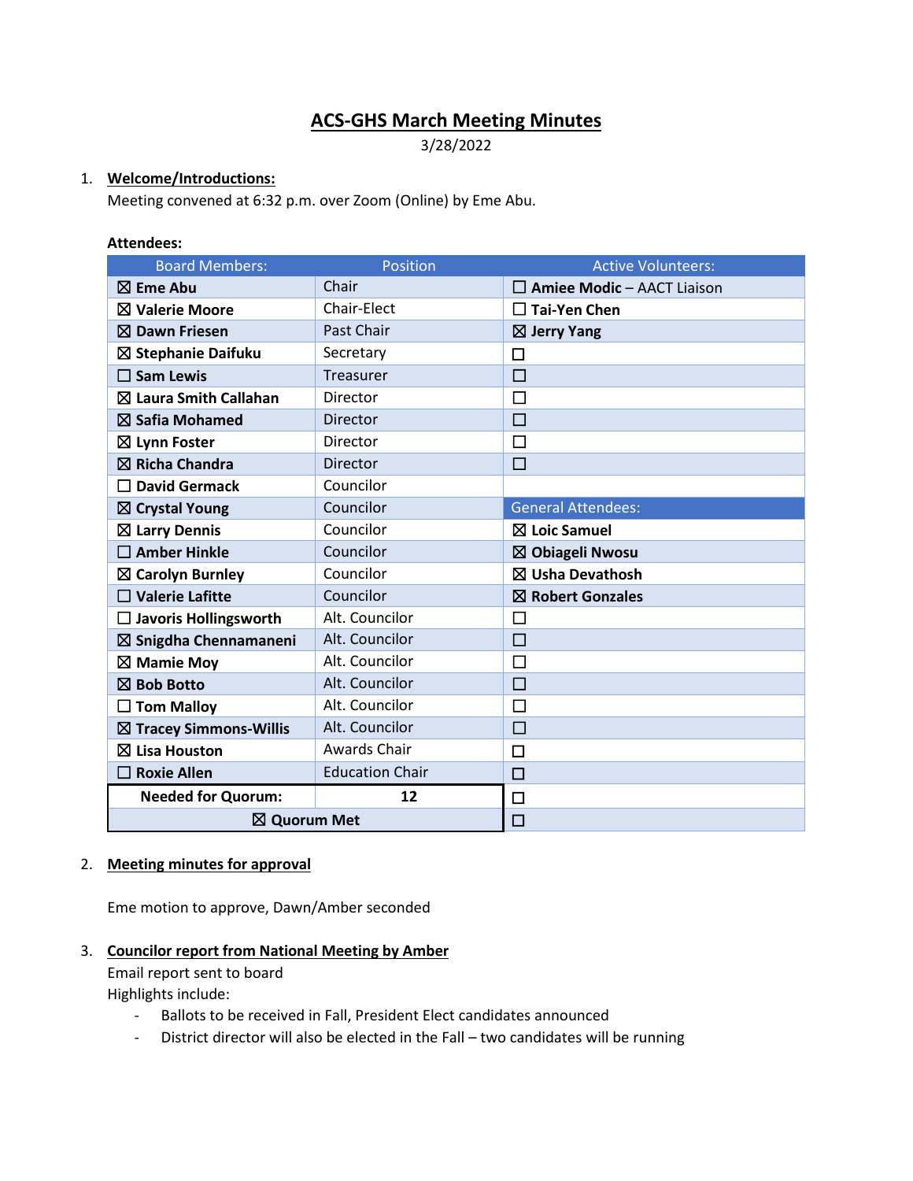# ACS-GHS March Meeting Minutes

3/28/2022

1. **Welcome/Introductions:**

   Meeting convened at 6:32 p.m. over Zoom (Online) by Eme Abu.

   **Attendees:**

| Board Members: | Position | Active Volunteers: |
|---|---|---|
| ☒ **Eme Abu** | Chair | ☐ **Amiee Modic** – AACT Liaison |
| ☒ **Valerie Moore** | Chair-Elect | ☐ **Tai-Yen Chen** |
| ☒ **Dawn Friesen** | Past Chair | ☒ **Jerry Yang** |
| ☒ **Stephanie Daifuku** | Secretary | ☐ |
| ☐ **Sam Lewis** | Treasurer | ☐ |
| ☒ **Laura Smith Callahan** | Director | ☐ |
| ☒ **Safia Mohamed** | Director | ☐ |
| ☒ **Lynn Foster** | Director | ☐ |
| ☒ **Richa Chandra** | Director | ☐ |
| ☐ **David Germack** | Councilor | |
| ☒ **Crystal Young** | Councilor | General Attendees: |
| ☒ **Larry Dennis** | Councilor | ☒ **Loic Samuel** |
| ☐ **Amber Hinkle** | Councilor | ☒ **Obiageli Nwosu** |
| ☒ **Carolyn Burnley** | Councilor | ☒ **Usha Devathosh** |
| ☐ **Valerie Lafitte** | Councilor | ☒ **Robert Gonzales** |
| ☐ **Javoris Hollingsworth** | Alt. Councilor | ☐ |
| ☒ **Snigdha Chennamaneni** | Alt. Councilor | ☐ |
| ☒ **Mamie Moy** | Alt. Councilor | ☐ |
| ☒ **Bob Botto** | Alt. Councilor | ☐ |
| ☐ **Tom Malloy** | Alt. Councilor | ☐ |
| ☒ **Tracey Simmons-Willis** | Alt. Councilor | ☐ |
| ☒ **Lisa Houston** | Awards Chair | ☐ |
| ☐ **Roxie Allen** | Education Chair | ☐ |
| **Needed for Quorum:** | **12** | ☐ |
| ☒ **Quorum Met** | | ☐ |

2. **Meeting minutes for approval**

   Eme motion to approve, Dawn/Amber seconded

3. **Councilor report from National Meeting by Amber**

   Email report sent to board

   Highlights include:

   - Ballots to be received in Fall, President Elect candidates announced
   - District director will also be elected in the Fall – two candidates will be running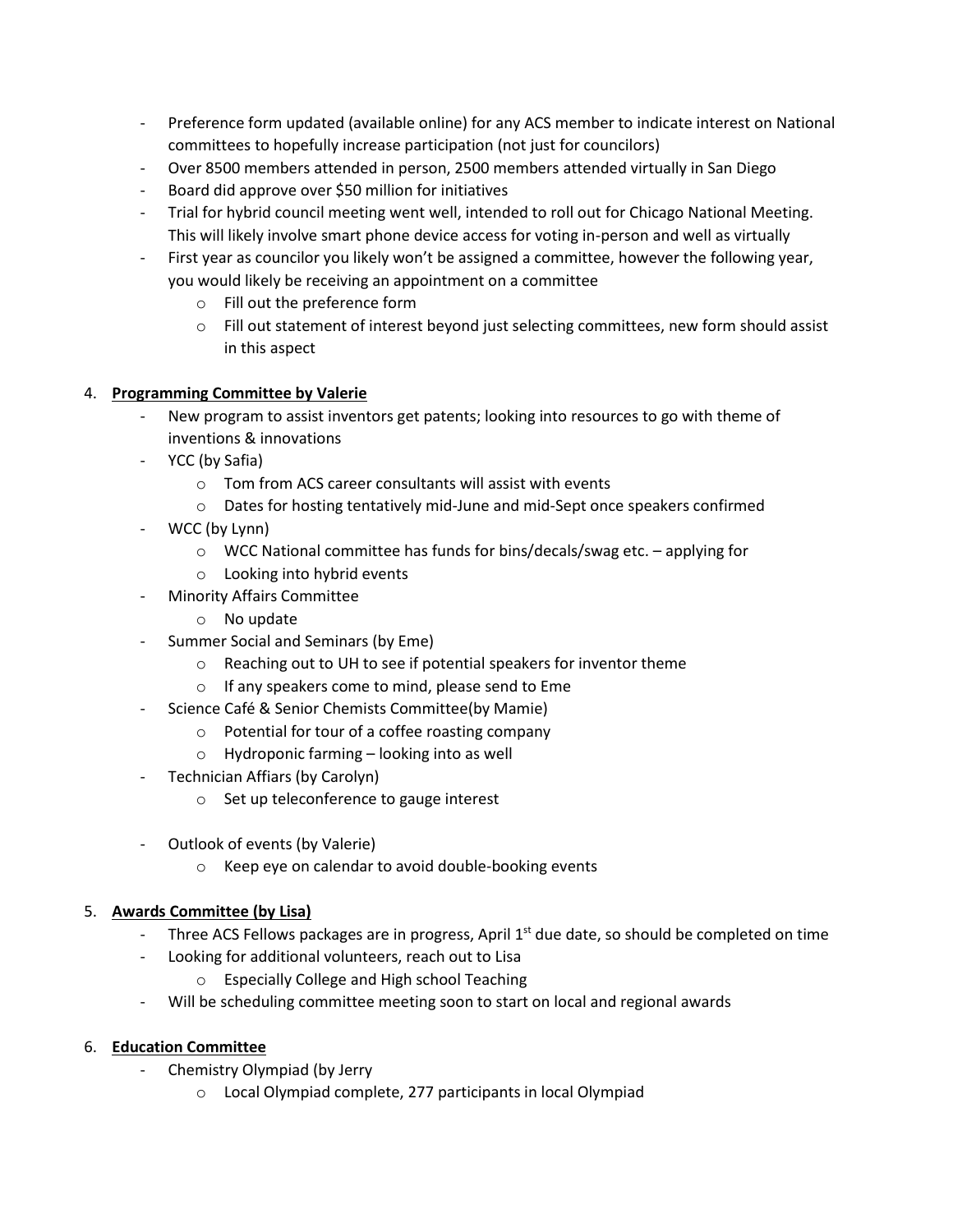- Preference form updated (available online) for any ACS member to indicate interest on National committees to hopefully increase participation (not just for councilors)
- Over 8500 members attended in person, 2500 members attended virtually in San Diego
- Board did approve over $50 million for initiatives
- Trial for hybrid council meeting went well, intended to roll out for Chicago National Meeting. This will likely involve smart phone device access for voting in-person and well as virtually
- First year as councilor you likely won't be assigned a committee, however the following year, you would likely be receiving an appointment on a committee
    - Fill out the preference form
    - Fill out statement of interest beyond just selecting committees, new form should assist in this aspect

4. **<u>Programming Committee by Valerie</u>**
    - New program to assist inventors get patents; looking into resources to go with theme of inventions & innovations
    - YCC (by Safia)
        - Tom from ACS career consultants will assist with events
        - Dates for hosting tentatively mid-June and mid-Sept once speakers confirmed
    - WCC (by Lynn)
        - WCC National committee has funds for bins/decals/swag etc. – applying for
        - Looking into hybrid events
    - Minority Affairs Committee
        - No update
    - Summer Social and Seminars (by Eme)
        - Reaching out to UH to see if potential speakers for inventor theme
        - If any speakers come to mind, please send to Eme
    - Science Café & Senior Chemists Committee(by Mamie)
        - Potential for tour of a coffee roasting company
        - Hydroponic farming – looking into as well
    - Technician Affiars (by Carolyn)
        - Set up teleconference to gauge interest
    - Outlook of events (by Valerie)
        - Keep eye on calendar to avoid double-booking events

5. **<u>Awards Committee (by Lisa)</u>**
    - Three ACS Fellows packages are in progress, April 1st due date, so should be completed on time
    - Looking for additional volunteers, reach out to Lisa
        - Especially College and High school Teaching
    - Will be scheduling committee meeting soon to start on local and regional awards

6. **<u>Education Committee</u>**
    - Chemistry Olympiad (by Jerry
        - Local Olympiad complete, 277 participants in local Olympiad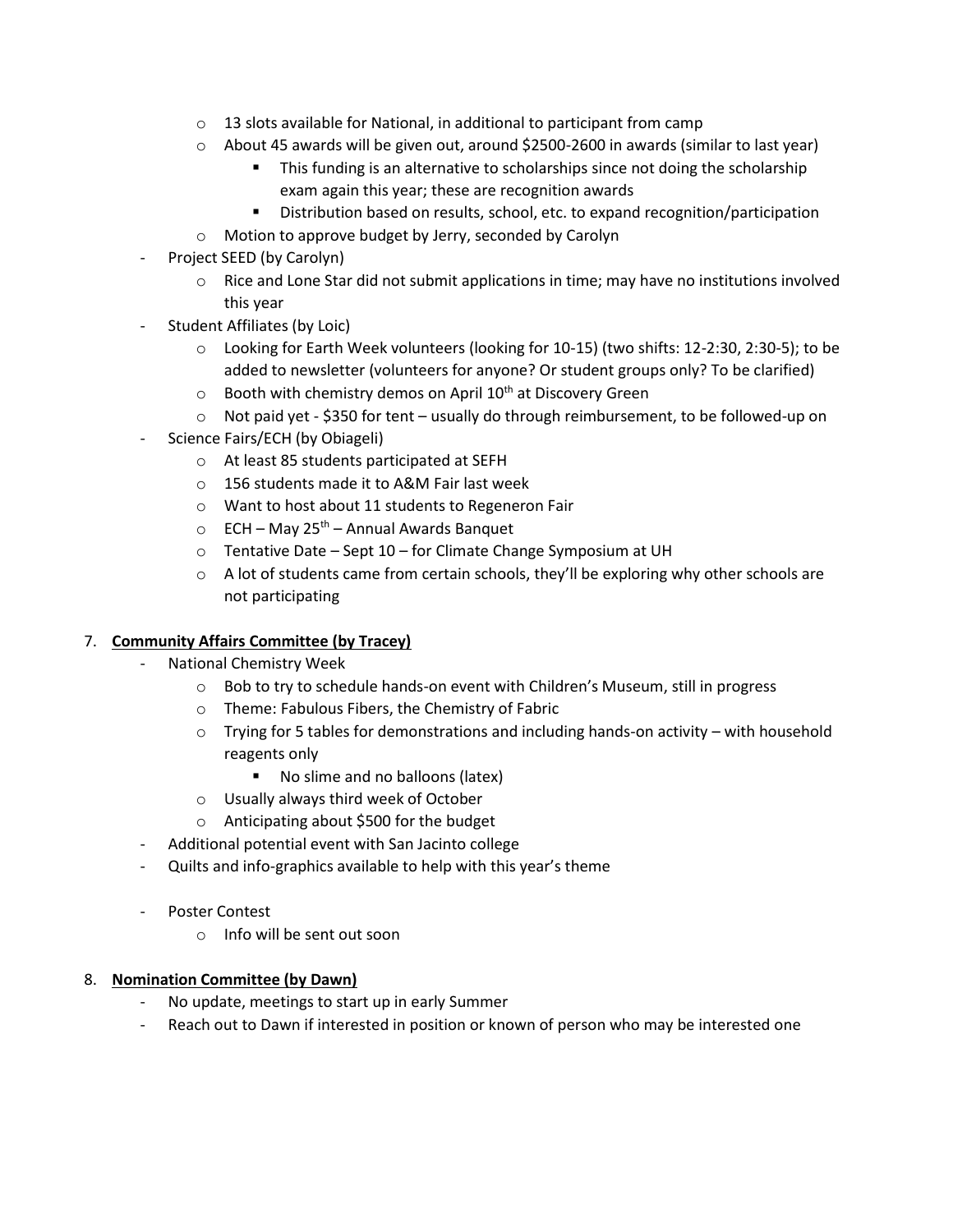- 13 slots available for National, in additional to participant from camp
    - About 45 awards will be given out, around $2500-2600 in awards (similar to last year)
        - This funding is an alternative to scholarships since not doing the scholarship exam again this year; these are recognition awards
        - Distribution based on results, school, etc. to expand recognition/participation
    - Motion to approve budget by Jerry, seconded by Carolyn
- Project SEED (by Carolyn)
    - Rice and Lone Star did not submit applications in time; may have no institutions involved this year
- Student Affiliates (by Loic)
    - Looking for Earth Week volunteers (looking for 10-15) (two shifts: 12-2:30, 2:30-5); to be added to newsletter (volunteers for anyone? Or student groups only? To be clarified)
    - Booth with chemistry demos on April 10th at Discovery Green
    - Not paid yet - $350 for tent – usually do through reimbursement, to be followed-up on
- Science Fairs/ECH (by Obiageli)
    - At least 85 students participated at SEFH
    - 156 students made it to A&M Fair last week
    - Want to host about 11 students to Regeneron Fair
    - ECH – May 25th – Annual Awards Banquet
    - Tentative Date – Sept 10 – for Climate Change Symposium at UH
    - A lot of students came from certain schools, they'll be exploring why other schools are not participating

7. **Community Affairs Committee (by Tracey)**
    - National Chemistry Week
        - Bob to try to schedule hands-on event with Children's Museum, still in progress
        - Theme: Fabulous Fibers, the Chemistry of Fabric
        - Trying for 5 tables for demonstrations and including hands-on activity – with household reagents only
            - No slime and no balloons (latex)
        - Usually always third week of October
        - Anticipating about $500 for the budget
    - Additional potential event with San Jacinto college
    - Quilts and info-graphics available to help with this year's theme
    - Poster Contest
        - Info will be sent out soon

8. **Nomination Committee (by Dawn)**
    - No update, meetings to start up in early Summer
    - Reach out to Dawn if interested in position or known of person who may be interested one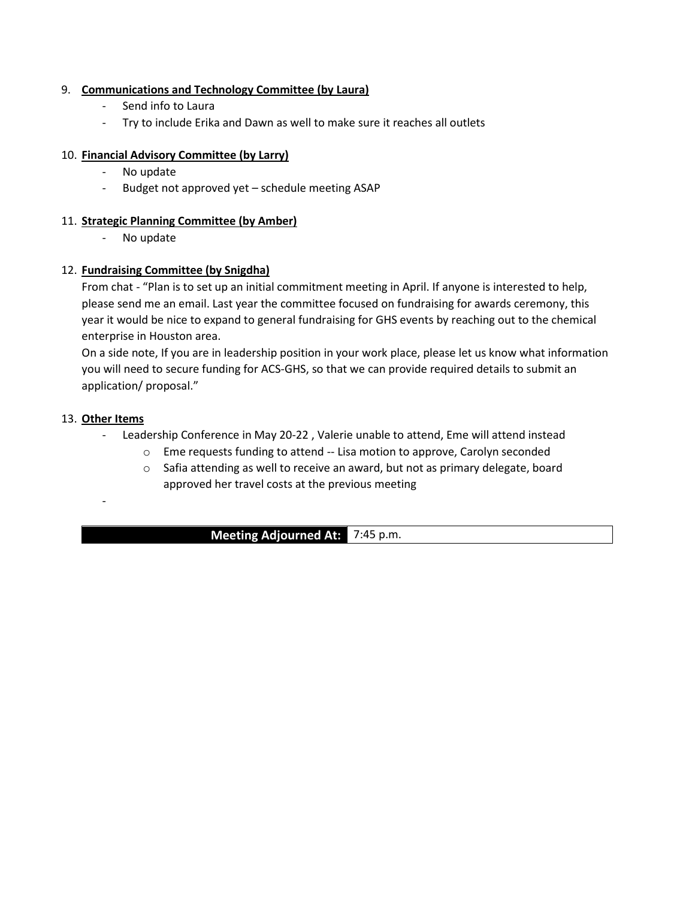9. **Communications and Technology Committee (by Laura)**
   - Send info to Laura
   - Try to include Erika and Dawn as well to make sure it reaches all outlets

10. **Financial Advisory Committee (by Larry)**
    - No update
    - Budget not approved yet – schedule meeting ASAP

11. **Strategic Planning Committee (by Amber)**
    - No update

12. **Fundraising Committee (by Snigdha)**

    From chat - "Plan is to set up an initial commitment meeting in April. If anyone is interested to help, please send me an email. Last year the committee focused on fundraising for awards ceremony, this year it would be nice to expand to general fundraising for GHS events by reaching out to the chemical enterprise in Houston area.

    On a side note, If you are in leadership position in your work place, please let us know what information you will need to secure funding for ACS-GHS, so that we can provide required details to submit an application/ proposal."

13. **Other Items**
    - Leadership Conference in May 20-22 , Valerie unable to attend, Eme will attend instead
      - Eme requests funding to attend -- Lisa motion to approve, Carolyn seconded
      - Safia attending as well to receive an award, but not as primary delegate, board approved her travel costs at the previous meeting
    -

| **Meeting Adjourned At:** | 7:45 p.m. |
| --- | --- |